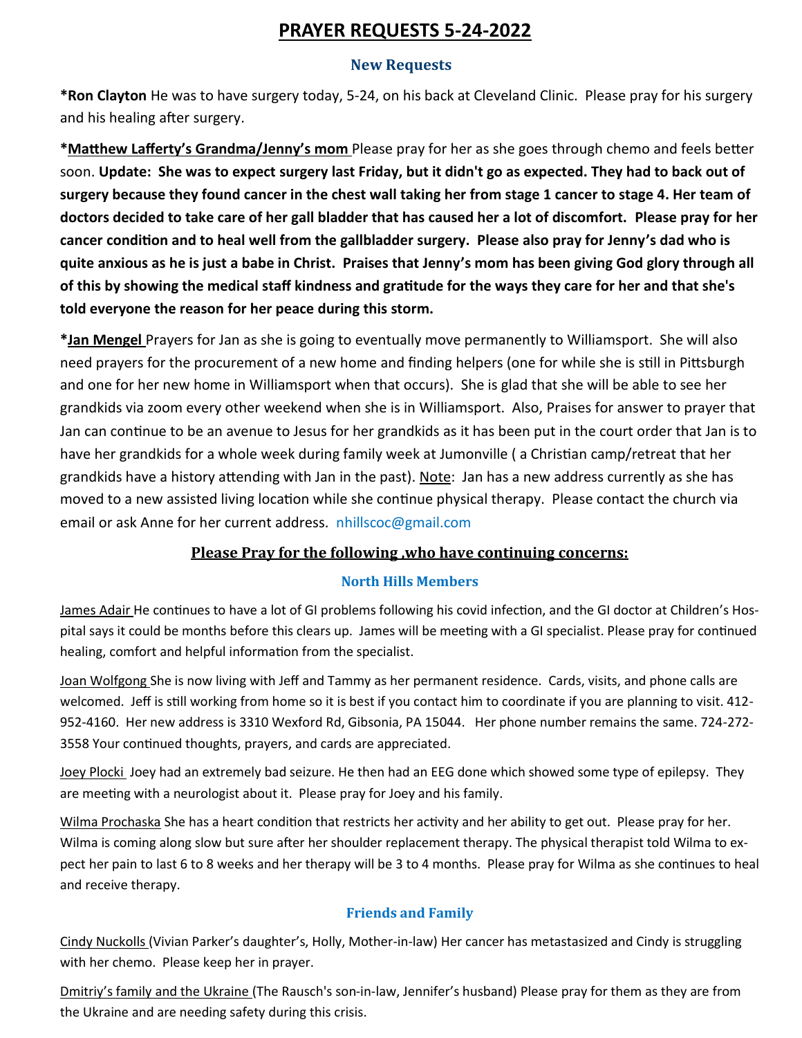# PRAYER REQUESTS 5-24-2022

## New Requests

***Ron Clayton** He was to have surgery today, 5-24, on his back at Cleveland Clinic. Please pray for his surgery and his healing after surgery.

***Matthew Lafferty's Grandma/Jenny's mom** Please pray for her as she goes through chemo and feels better soon. **Update: She was to expect surgery last Friday, but it didn't go as expected. They had to back out of surgery because they found cancer in the chest wall taking her from stage 1 cancer to stage 4. Her team of doctors decided to take care of her gall bladder that has caused her a lot of discomfort. Please pray for her cancer condition and to heal well from the gallbladder surgery. Please also pray for Jenny's dad who is quite anxious as he is just a babe in Christ. Praises that Jenny's mom has been giving God glory through all of this by showing the medical staff kindness and gratitude for the ways they care for her and that she's told everyone the reason for her peace during this storm.**

***Jan Mengel** Prayers for Jan as she is going to eventually move permanently to Williamsport. She will also need prayers for the procurement of a new home and finding helpers (one for while she is still in Pittsburgh and one for her new home in Williamsport when that occurs). She is glad that she will be able to see her grandkids via zoom every other weekend when she is in Williamsport. Also, Praises for answer to prayer that Jan can continue to be an avenue to Jesus for her grandkids as it has been put in the court order that Jan is to have her grandkids for a whole week during family week at Jumonville ( a Christian camp/retreat that her grandkids have a history attending with Jan in the past). Note: Jan has a new address currently as she has moved to a new assisted living location while she continue physical therapy. Please contact the church via email or ask Anne for her current address. nhillscoc@gmail.com

## Please Pray for the following ,who have continuing concerns:

### North Hills Members

James Adair He continues to have a lot of GI problems following his covid infection, and the GI doctor at Children's Hospital says it could be months before this clears up. James will be meeting with a GI specialist. Please pray for continued healing, comfort and helpful information from the specialist.

Joan Wolfgong She is now living with Jeff and Tammy as her permanent residence. Cards, visits, and phone calls are welcomed. Jeff is still working from home so it is best if you contact him to coordinate if you are planning to visit. 412-952-4160. Her new address is 3310 Wexford Rd, Gibsonia, PA 15044. Her phone number remains the same. 724-272-3558 Your continued thoughts, prayers, and cards are appreciated.

Joey Plocki Joey had an extremely bad seizure. He then had an EEG done which showed some type of epilepsy. They are meeting with a neurologist about it. Please pray for Joey and his family.

Wilma Prochaska She has a heart condition that restricts her activity and her ability to get out. Please pray for her. Wilma is coming along slow but sure after her shoulder replacement therapy. The physical therapist told Wilma to expect her pain to last 6 to 8 weeks and her therapy will be 3 to 4 months. Please pray for Wilma as she continues to heal and receive therapy.

### Friends and Family

Cindy Nuckolls (Vivian Parker's daughter's, Holly, Mother-in-law) Her cancer has metastasized and Cindy is struggling with her chemo. Please keep her in prayer.

Dmitriy's family and the Ukraine (The Rausch's son-in-law, Jennifer's husband) Please pray for them as they are from the Ukraine and are needing safety during this crisis.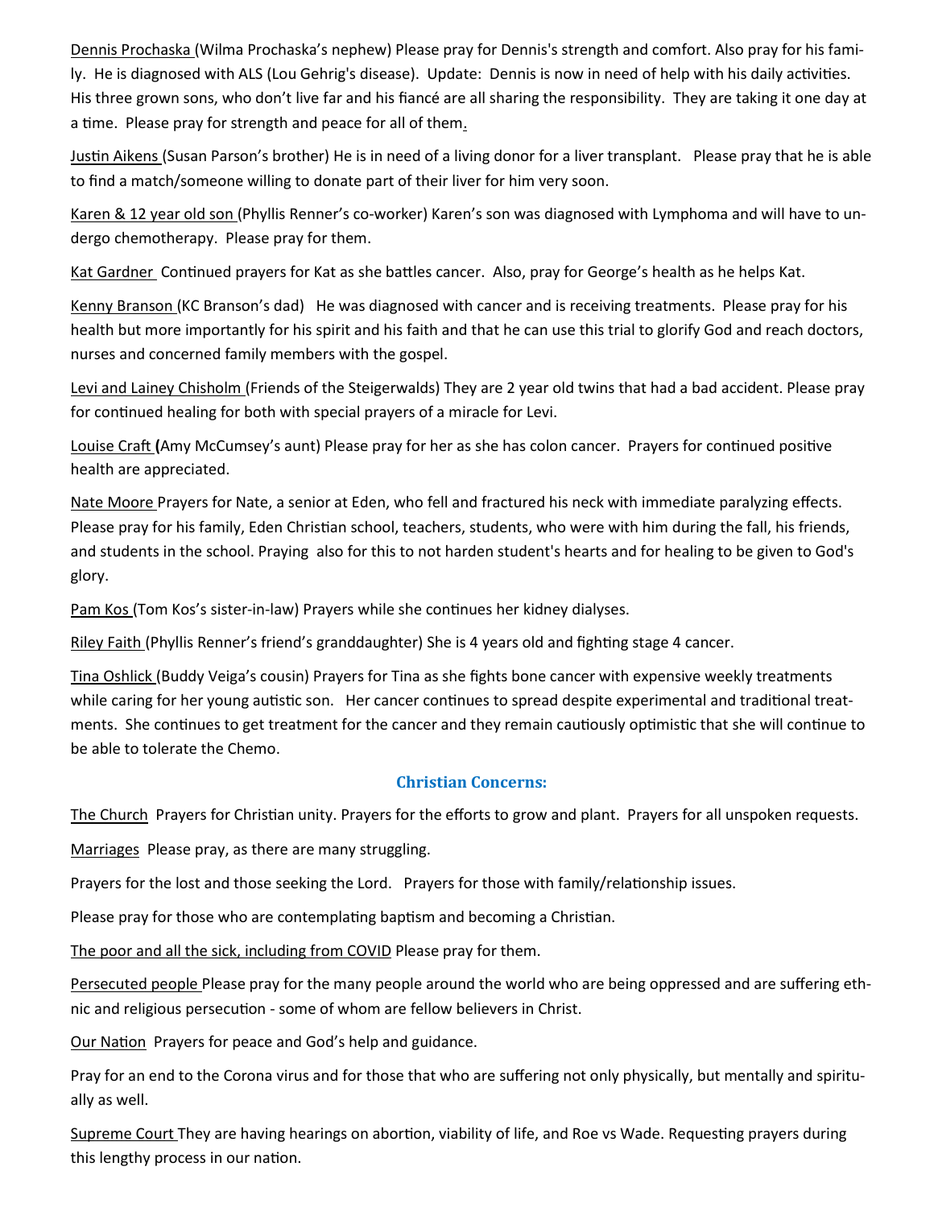Dennis Prochaska (Wilma Prochaska's nephew) Please pray for Dennis's strength and comfort. Also pray for his family. He is diagnosed with ALS (Lou Gehrig's disease). Update: Dennis is now in need of help with his daily activities. His three grown sons, who don't live far and his fiancé are all sharing the responsibility. They are taking it one day at a time. Please pray for strength and peace for all of them.

Justin Aikens (Susan Parson's brother) He is in need of a living donor for a liver transplant. Please pray that he is able to find a match/someone willing to donate part of their liver for him very soon.

Karen & 12 year old son (Phyllis Renner's co-worker) Karen's son was diagnosed with Lymphoma and will have to undergo chemotherapy. Please pray for them.

Kat Gardner Continued prayers for Kat as she battles cancer. Also, pray for George's health as he helps Kat.

Kenny Branson (KC Branson's dad) He was diagnosed with cancer and is receiving treatments. Please pray for his health but more importantly for his spirit and his faith and that he can use this trial to glorify God and reach doctors, nurses and concerned family members with the gospel.

Levi and Lainey Chisholm (Friends of the Steigerwalds) They are 2 year old twins that had a bad accident. Please pray for continued healing for both with special prayers of a miracle for Levi.

Louise Craft (Amy McCumsey's aunt) Please pray for her as she has colon cancer. Prayers for continued positive health are appreciated.

Nate Moore Prayers for Nate, a senior at Eden, who fell and fractured his neck with immediate paralyzing effects. Please pray for his family, Eden Christian school, teachers, students, who were with him during the fall, his friends, and students in the school. Praying also for this to not harden student's hearts and for healing to be given to God's glory.

Pam Kos (Tom Kos's sister-in-law) Prayers while she continues her kidney dialyses.

Riley Faith (Phyllis Renner's friend's granddaughter) She is 4 years old and fighting stage 4 cancer.

Tina Oshlick (Buddy Veiga's cousin) Prayers for Tina as she fights bone cancer with expensive weekly treatments while caring for her young autistic son. Her cancer continues to spread despite experimental and traditional treatments. She continues to get treatment for the cancer and they remain cautiously optimistic that she will continue to be able to tolerate the Chemo.

## Christian Concerns:

The Church Prayers for Christian unity. Prayers for the efforts to grow and plant. Prayers for all unspoken requests.

Marriages Please pray, as there are many struggling.

Prayers for the lost and those seeking the Lord. Prayers for those with family/relationship issues.

Please pray for those who are contemplating baptism and becoming a Christian.

The poor and all the sick, including from COVID Please pray for them.

Persecuted people Please pray for the many people around the world who are being oppressed and are suffering ethnic and religious persecution - some of whom are fellow believers in Christ.

Our Nation Prayers for peace and God's help and guidance.

Pray for an end to the Corona virus and for those that who are suffering not only physically, but mentally and spiritually as well.

Supreme Court They are having hearings on abortion, viability of life, and Roe vs Wade. Requesting prayers during this lengthy process in our nation.